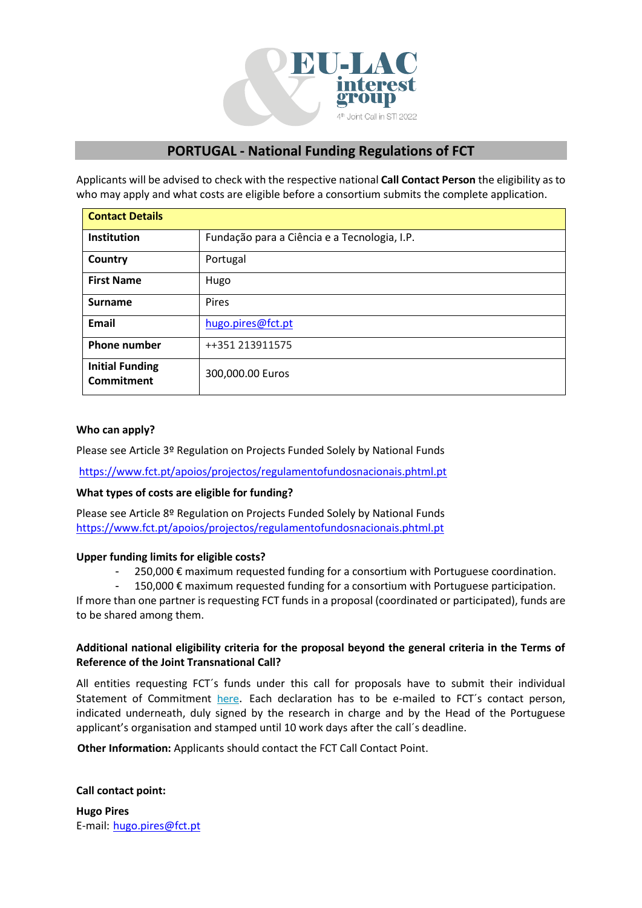# PORTUGAL - National Funding Regulations of FCT

Applicants will be advised to check with the respective national **Call Contact Person** the eligibility as to who may apply and what costs are eligible before a consortium submits the complete application.

| **Contact Details** | |
|---|---|
| **Institution** | Fundação para a Ciência e a Tecnologia, I.P. |
| **Country** | Portugal |
| **First Name** | Hugo |
| **Surname** | Pires |
| **Email** | hugo.pires@fct.pt |
| **Phone number** | ++351 213911575 |
| **Initial Funding Commitment** | 300,000.00 Euros |

**Who can apply?**

Please see Article 3º Regulation on Projects Funded Solely by National Funds

https://www.fct.pt/apoios/projectos/regulamentofundosnacionais.phtml.pt

**What types of costs are eligible for funding?**

Please see Article 8º Regulation on Projects Funded Solely by National Funds
https://www.fct.pt/apoios/projectos/regulamentofundosnacionais.phtml.pt

**Upper funding limits for eligible costs?**

- 250,000 € maximum requested funding for a consortium with Portuguese coordination.
- 150,000 € maximum requested funding for a consortium with Portuguese participation.

If more than one partner is requesting FCT funds in a proposal (coordinated or participated), funds are to be shared among them.

**Additional national eligibility criteria for the proposal beyond the general criteria in the Terms of Reference of the Joint Transnational Call?**

All entities requesting FCT´s funds under this call for proposals have to submit their individual Statement of Commitment here. Each declaration has to be e-mailed to FCT´s contact person, indicated underneath, duly signed by the research in charge and by the Head of the Portuguese applicant's organisation and stamped until 10 work days after the call´s deadline.

**Other Information:** Applicants should contact the FCT Call Contact Point.

**Call contact point:**

**Hugo Pires**
E-mail: hugo.pires@fct.pt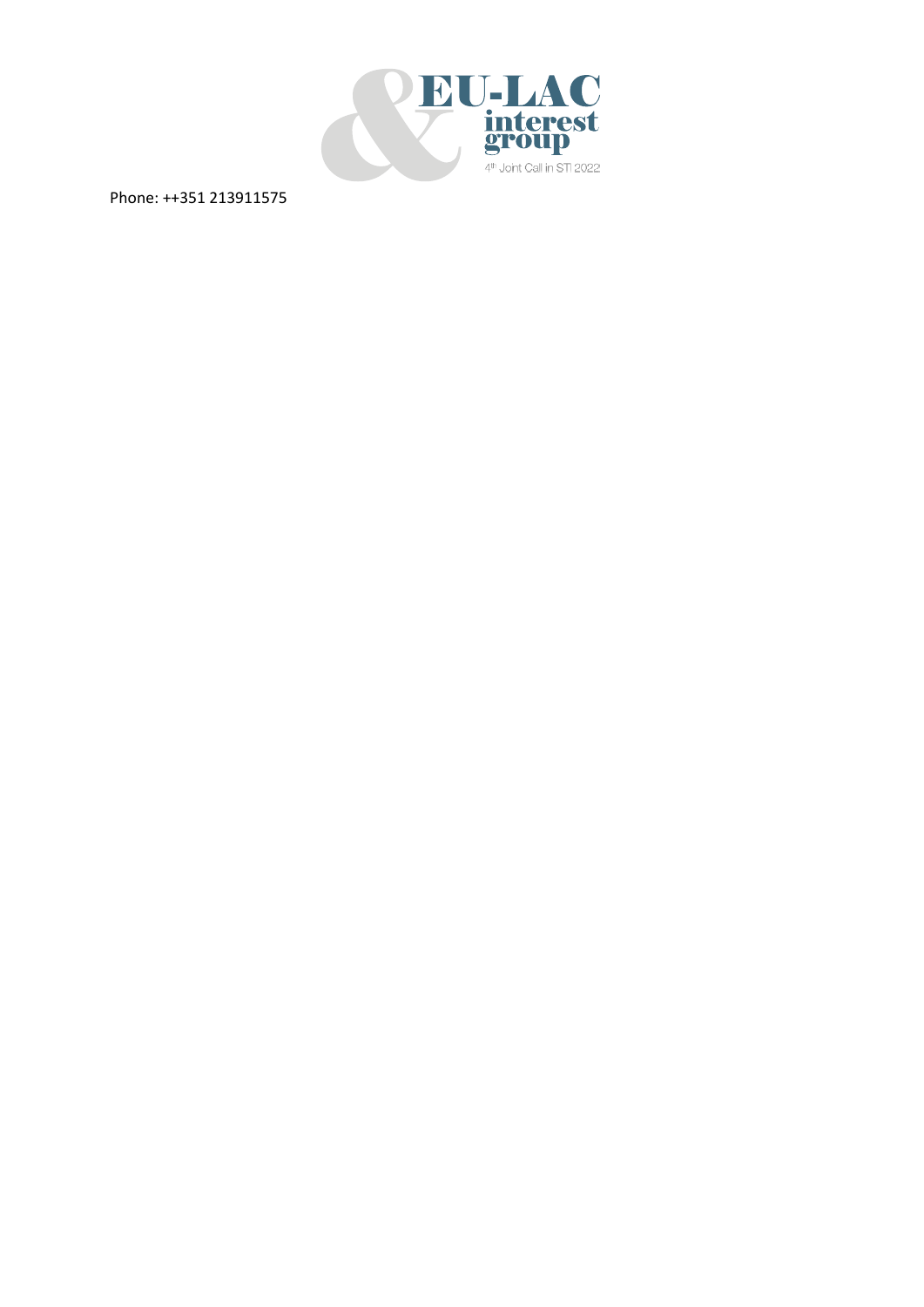Phone: ++351 213911575